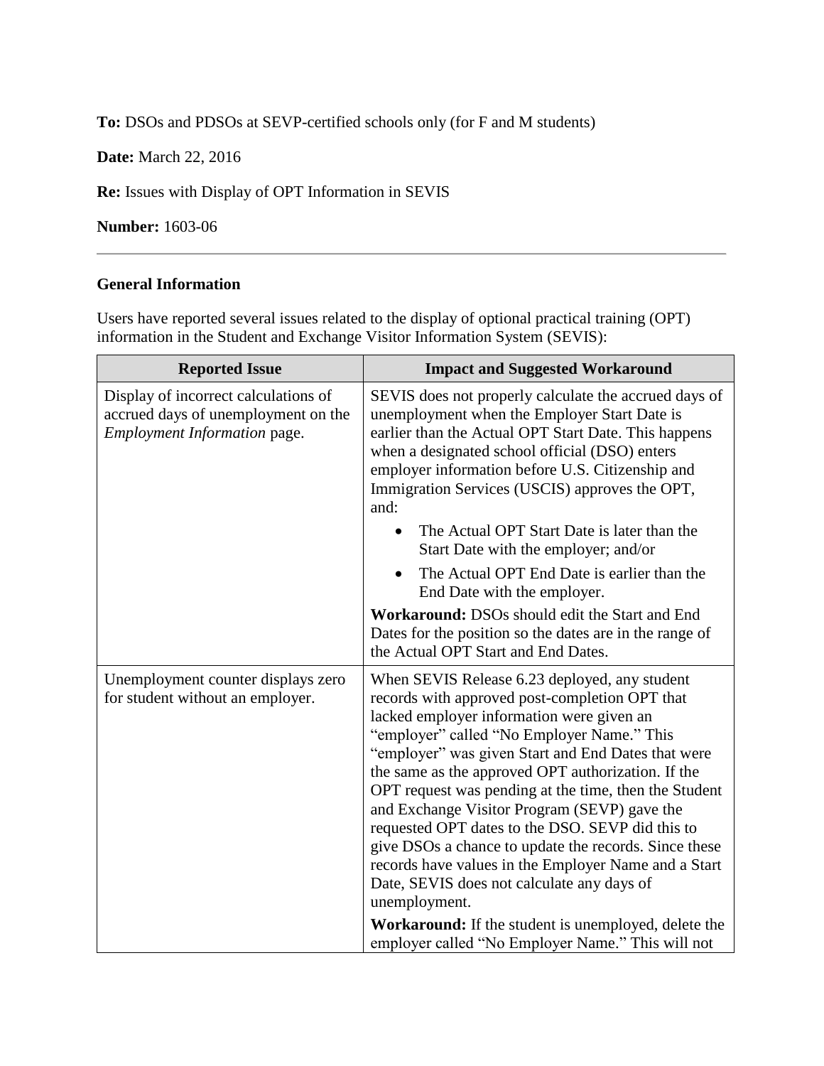**To:** DSOs and PDSOs at SEVP-certified schools only (for F and M students)

**Date:** March 22, 2016

**Re:** Issues with Display of OPT Information in SEVIS

**Number:** 1603-06

---

### General Information

Users have reported several issues related to the display of optional practical training (OPT) information in the Student and Exchange Visitor Information System (SEVIS):

| Reported Issue | Impact and Suggested Workaround |
|---|---|
| Display of incorrect calculations of accrued days of unemployment on the *Employment Information* page. | SEVIS does not properly calculate the accrued days of unemployment when the Employer Start Date is earlier than the Actual OPT Start Date. This happens when a designated school official (DSO) enters employer information before U.S. Citizenship and Immigration Services (USCIS) approves the OPT, and:<br>• The Actual OPT Start Date is later than the Start Date with the employer; and/or<br>• The Actual OPT End Date is earlier than the End Date with the employer.<br>**Workaround:** DSOs should edit the Start and End Dates for the position so the dates are in the range of the Actual OPT Start and End Dates. |
| Unemployment counter displays zero for student without an employer. | When SEVIS Release 6.23 deployed, any student records with approved post-completion OPT that lacked employer information were given an "employer" called "No Employer Name." This "employer" was given Start and End Dates that were the same as the approved OPT authorization. If the OPT request was pending at the time, then the Student and Exchange Visitor Program (SEVP) gave the requested OPT dates to the DSO. SEVP did this to give DSOs a chance to update the records. Since these records have values in the Employer Name and a Start Date, SEVIS does not calculate any days of unemployment.<br>**Workaround:** If the student is unemployed, delete the employer called "No Employer Name." This will not |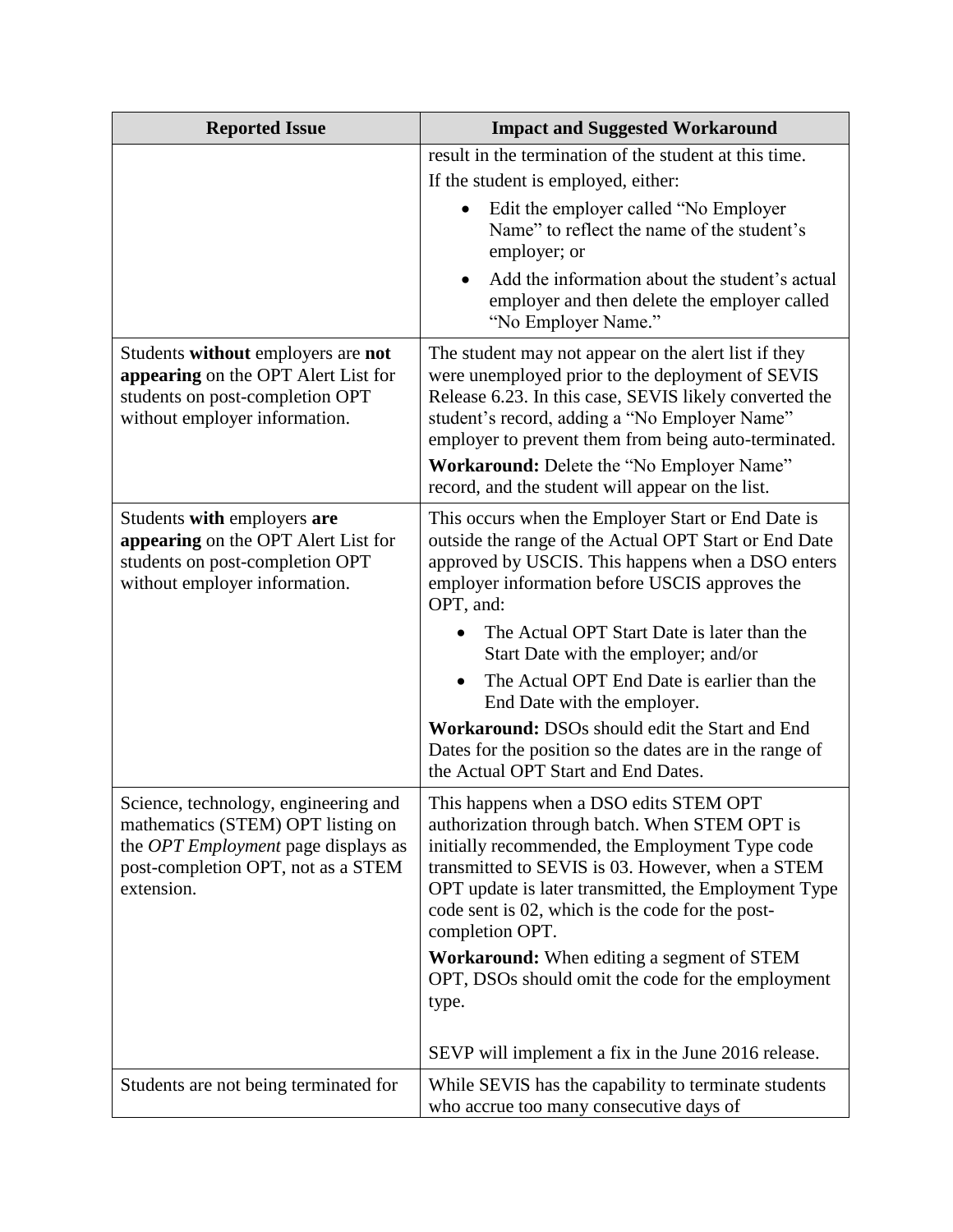| Reported Issue | Impact and Suggested Workaround |
| --- | --- |
| | result in the termination of the student at this time.<br>If the student is employed, either:<br>• Edit the employer called "No Employer Name" to reflect the name of the student's employer; or<br>• Add the information about the student's actual employer and then delete the employer called "No Employer Name." |
| Students **without** employers are **not appearing** on the OPT Alert List for students on post-completion OPT without employer information. | The student may not appear on the alert list if they were unemployed prior to the deployment of SEVIS Release 6.23. In this case, SEVIS likely converted the student's record, adding a "No Employer Name" employer to prevent them from being auto-terminated.<br>**Workaround:** Delete the "No Employer Name" record, and the student will appear on the list. |
| Students **with** employers **are appearing** on the OPT Alert List for students on post-completion OPT without employer information. | This occurs when the Employer Start or End Date is outside the range of the Actual OPT Start or End Date approved by USCIS. This happens when a DSO enters employer information before USCIS approves the OPT, and:<br>• The Actual OPT Start Date is later than the Start Date with the employer; and/or<br>• The Actual OPT End Date is earlier than the End Date with the employer.<br>**Workaround:** DSOs should edit the Start and End Dates for the position so the dates are in the range of the Actual OPT Start and End Dates. |
| Science, technology, engineering and mathematics (STEM) OPT listing on the *OPT Employment* page displays as post-completion OPT, not as a STEM extension. | This happens when a DSO edits STEM OPT authorization through batch. When STEM OPT is initially recommended, the Employment Type code transmitted to SEVIS is 03. However, when a STEM OPT update is later transmitted, the Employment Type code sent is 02, which is the code for the post-completion OPT.<br>**Workaround:** When editing a segment of STEM OPT, DSOs should omit the code for the employment type.<br><br>SEVP will implement a fix in the June 2016 release. |
| Students are not being terminated for | While SEVIS has the capability to terminate students who accrue too many consecutive days of |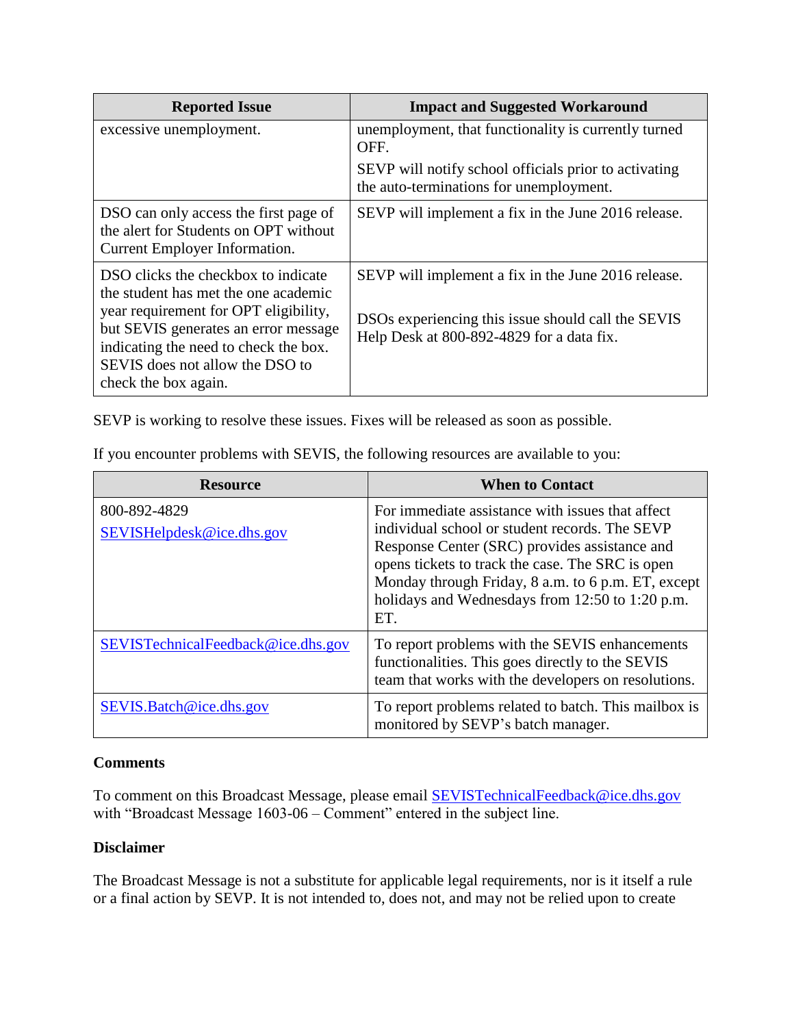| Reported Issue | Impact and Suggested Workaround |
|---|---|
| excessive unemployment. | unemployment, that functionality is currently turned OFF. SEVP will notify school officials prior to activating the auto-terminations for unemployment. |
| DSO can only access the first page of the alert for Students on OPT without Current Employer Information. | SEVP will implement a fix in the June 2016 release. |
| DSO clicks the checkbox to indicate the student has met the one academic year requirement for OPT eligibility, but SEVIS generates an error message indicating the need to check the box. SEVIS does not allow the DSO to check the box again. | SEVP will implement a fix in the June 2016 release. DSOs experiencing this issue should call the SEVIS Help Desk at 800-892-4829 for a data fix. |

SEVP is working to resolve these issues. Fixes will be released as soon as possible.

If you encounter problems with SEVIS, the following resources are available to you:

| Resource | When to Contact |
|---|---|
| 800-892-4829 SEVISHelpdesk@ice.dhs.gov | For immediate assistance with issues that affect individual school or student records. The SEVP Response Center (SRC) provides assistance and opens tickets to track the case. The SRC is open Monday through Friday, 8 a.m. to 6 p.m. ET, except holidays and Wednesdays from 12:50 to 1:20 p.m. ET. |
| SEVISTechnicalFeedback@ice.dhs.gov | To report problems with the SEVIS enhancements functionalities. This goes directly to the SEVIS team that works with the developers on resolutions. |
| SEVIS.Batch@ice.dhs.gov | To report problems related to batch. This mailbox is monitored by SEVP's batch manager. |

**Comments**

To comment on this Broadcast Message, please email SEVISTechnicalFeedback@ice.dhs.gov with "Broadcast Message 1603-06 – Comment" entered in the subject line.

**Disclaimer**

The Broadcast Message is not a substitute for applicable legal requirements, nor is it itself a rule or a final action by SEVP. It is not intended to, does not, and may not be relied upon to create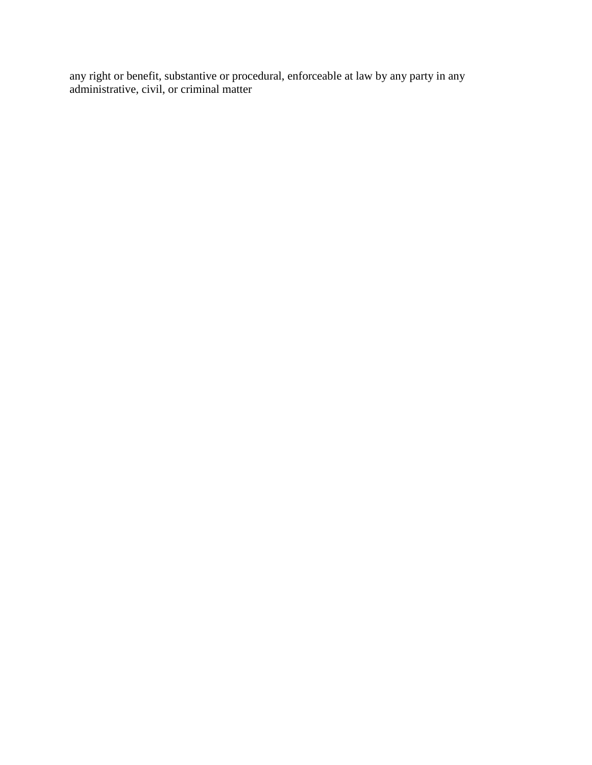any right or benefit, substantive or procedural, enforceable at law by any party in any administrative, civil, or criminal matter